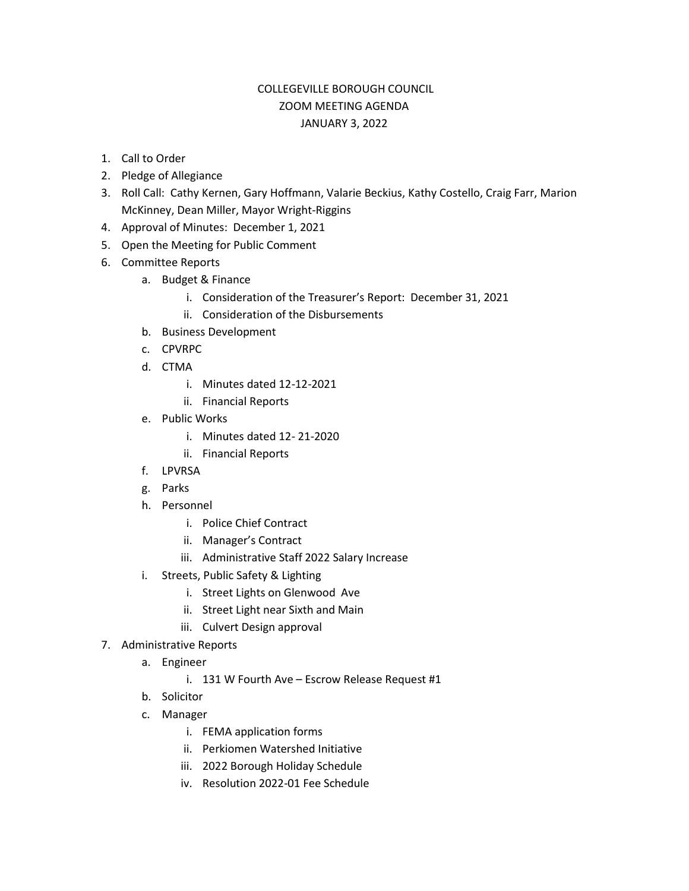# COLLEGEVILLE BOROUGH COUNCIL
## ZOOM MEETING AGENDA
## JANUARY 3, 2022

1. Call to Order
2. Pledge of Allegiance
3. Roll Call: Cathy Kernen, Gary Hoffmann, Valarie Beckius, Kathy Costello, Craig Farr, Marion McKinney, Dean Miller, Mayor Wright-Riggins
4. Approval of Minutes: December 1, 2021
5. Open the Meeting for Public Comment
6. Committee Reports
    a. Budget & Finance
        i. Consideration of the Treasurer's Report: December 31, 2021
        ii. Consideration of the Disbursements
    b. Business Development
    c. CPVRPC
    d. CTMA
        i. Minutes dated 12-12-2021
        ii. Financial Reports
    e. Public Works
        i. Minutes dated 12- 21-2020
        ii. Financial Reports
    f. LPVRSA
    g. Parks
    h. Personnel
        i. Police Chief Contract
        ii. Manager's Contract
        iii. Administrative Staff 2022 Salary Increase
    i. Streets, Public Safety & Lighting
        i. Street Lights on Glenwood Ave
        ii. Street Light near Sixth and Main
        iii. Culvert Design approval
7. Administrative Reports
    a. Engineer
        i. 131 W Fourth Ave – Escrow Release Request #1
    b. Solicitor
    c. Manager
        i. FEMA application forms
        ii. Perkiomen Watershed Initiative
        iii. 2022 Borough Holiday Schedule
        iv. Resolution 2022-01 Fee Schedule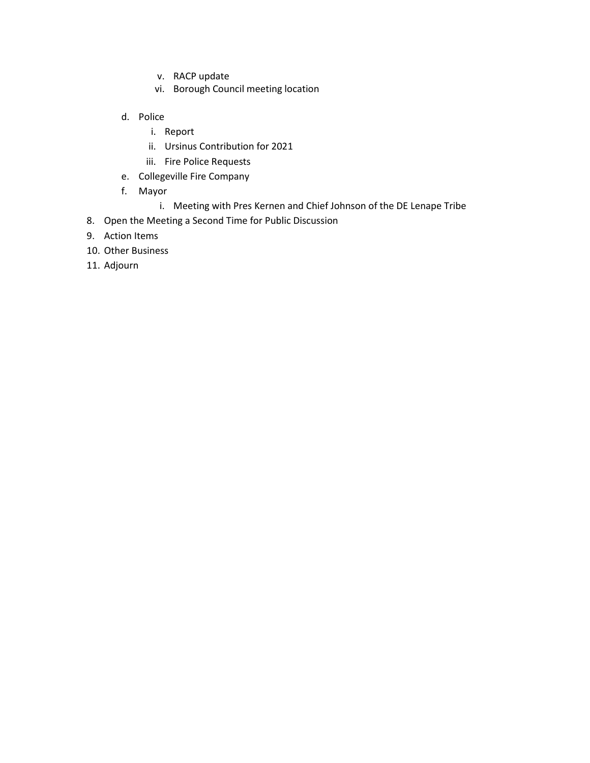v. RACP update
vi. Borough Council meeting location

d. Police
   i. Report
   ii. Ursinus Contribution for 2021
   iii. Fire Police Requests
e. Collegeville Fire Company
f. Mayor
   i. Meeting with Pres Kernen and Chief Johnson of the DE Lenape Tribe

8. Open the Meeting a Second Time for Public Discussion
9. Action Items
10. Other Business
11. Adjourn